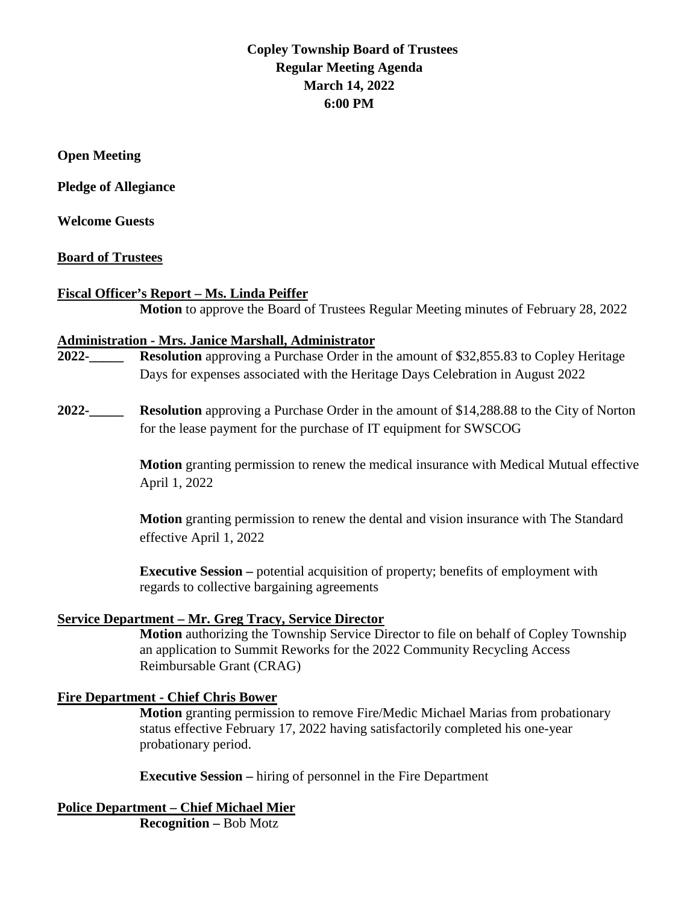**Copley Township Board of Trustees**
**Regular Meeting Agenda**
**March 14, 2022**
**6:00 PM**

**Open Meeting**

**Pledge of Allegiance**

**Welcome Guests**

**Board of Trustees**

**Fiscal Officer's Report – Ms. Linda Peiffer**

**Motion** to approve the Board of Trustees Regular Meeting minutes of February 28, 2022

**Administration - Mrs. Janice Marshall, Administrator**

**2022-_____** **Resolution** approving a Purchase Order in the amount of $32,855.83 to Copley Heritage Days for expenses associated with the Heritage Days Celebration in August 2022

**2022-_____** **Resolution** approving a Purchase Order in the amount of $14,288.88 to the City of Norton for the lease payment for the purchase of IT equipment for SWSCOG

**Motion** granting permission to renew the medical insurance with Medical Mutual effective April 1, 2022

**Motion** granting permission to renew the dental and vision insurance with The Standard effective April 1, 2022

**Executive Session –** potential acquisition of property; benefits of employment with regards to collective bargaining agreements

**Service Department – Mr. Greg Tracy, Service Director**

**Motion** authorizing the Township Service Director to file on behalf of Copley Township an application to Summit Reworks for the 2022 Community Recycling Access Reimbursable Grant (CRAG)

**Fire Department - Chief Chris Bower**

**Motion** granting permission to remove Fire/Medic Michael Marias from probationary status effective February 17, 2022 having satisfactorily completed his one-year probationary period.

**Executive Session –** hiring of personnel in the Fire Department

**Police Department – Chief Michael Mier**

**Recognition –** Bob Motz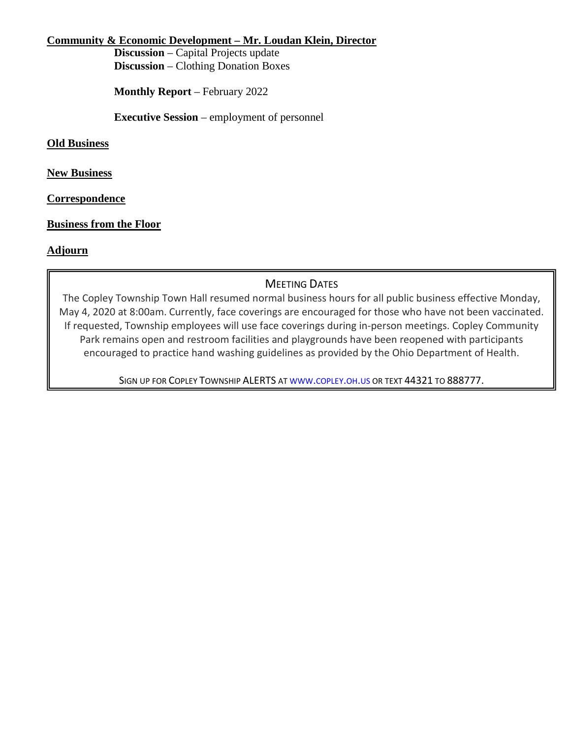**Community & Economic Development – Mr. Loudan Klein, Director**

**Discussion** – Capital Projects update
**Discussion** – Clothing Donation Boxes

**Monthly Report** – February 2022

**Executive Session** – employment of personnel

**Old Business**

**New Business**

**Correspondence**

**Business from the Floor**

**Adjourn**

MEETING DATES

The Copley Township Town Hall resumed normal business hours for all public business effective Monday, May 4, 2020 at 8:00am. Currently, face coverings are encouraged for those who have not been vaccinated. If requested, Township employees will use face coverings during in-person meetings. Copley Community Park remains open and restroom facilities and playgrounds have been reopened with participants encouraged to practice hand washing guidelines as provided by the Ohio Department of Health.

SIGN UP FOR COPLEY TOWNSHIP ALERTS AT WWW.COPLEY.OH.US OR TEXT 44321 TO 888777.